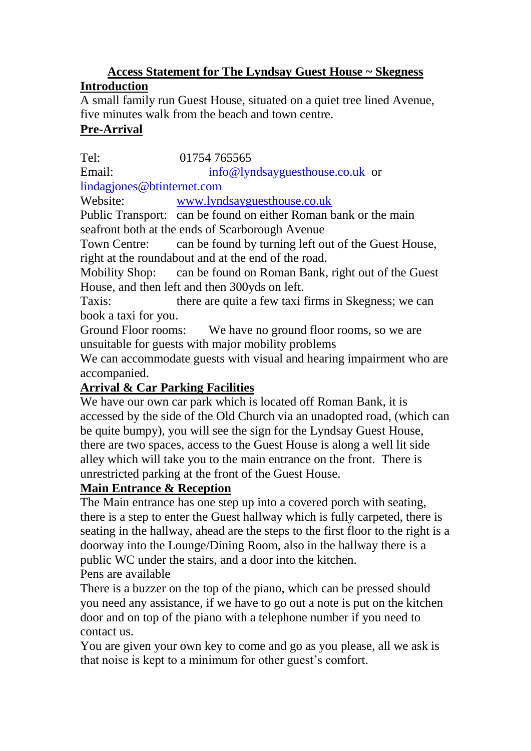# Access Statement for The Lyndsay Guest House ~ Skegness

## Introduction

A small family run Guest House, situated on a quiet tree lined Avenue, five minutes walk from the beach and town centre.

## Pre-Arrival

Tel: 01754 765565

Email: info@lyndsayguesthouse.co.uk or lindagjones@btinternet.com

Website: www.lyndsayguesthouse.co.uk

Public Transport: can be found on either Roman bank or the main seafront both at the ends of Scarborough Avenue

Town Centre: can be found by turning left out of the Guest House, right at the roundabout and at the end of the road.

Mobility Shop: can be found on Roman Bank, right out of the Guest House, and then left and then 300yds on left.

Taxis: there are quite a few taxi firms in Skegness; we can book a taxi for you.

Ground Floor rooms: We have no ground floor rooms, so we are unsuitable for guests with major mobility problems

We can accommodate guests with visual and hearing impairment who are accompanied.

## Arrival & Car Parking Facilities

We have our own car park which is located off Roman Bank, it is accessed by the side of the Old Church via an unadopted road, (which can be quite bumpy), you will see the sign for the Lyndsay Guest House, there are two spaces, access to the Guest House is along a well lit side alley which will take you to the main entrance on the front. There is unrestricted parking at the front of the Guest House.

## Main Entrance & Reception

The Main entrance has one step up into a covered porch with seating, there is a step to enter the Guest hallway which is fully carpeted, there is seating in the hallway, ahead are the steps to the first floor to the right is a doorway into the Lounge/Dining Room, also in the hallway there is a public WC under the stairs, and a door into the kitchen.

Pens are available

There is a buzzer on the top of the piano, which can be pressed should you need any assistance, if we have to go out a note is put on the kitchen door and on top of the piano with a telephone number if you need to contact us.

You are given your own key to come and go as you please, all we ask is that noise is kept to a minimum for other guest's comfort.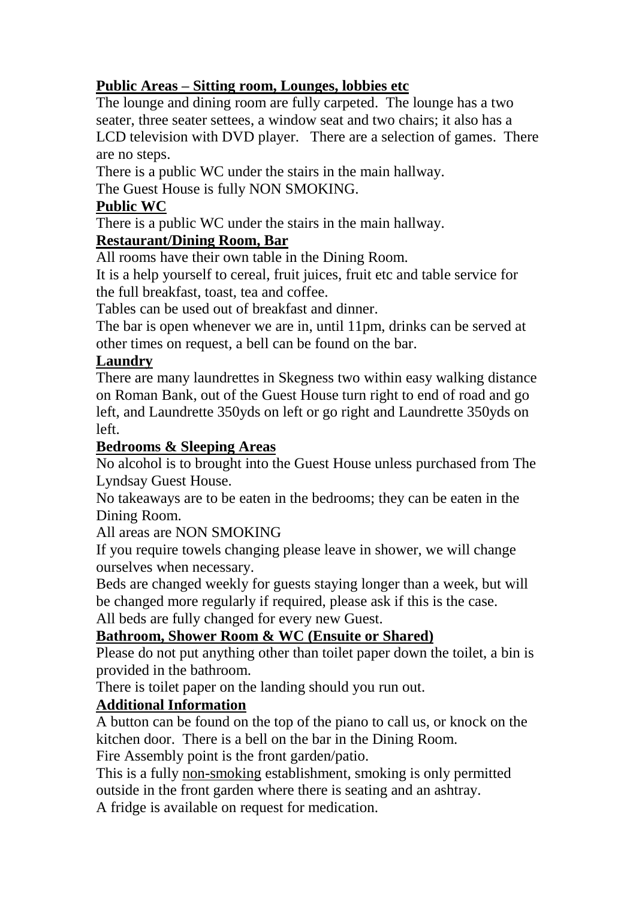## Public Areas – Sitting room, Lounges, lobbies etc

The lounge and dining room are fully carpeted. The lounge has a two seater, three seater settees, a window seat and two chairs; it also has a LCD television with DVD player. There are a selection of games. There are no steps.

There is a public WC under the stairs in the main hallway.

The Guest House is fully NON SMOKING.

## Public WC

There is a public WC under the stairs in the main hallway.

## Restaurant/Dining Room, Bar

All rooms have their own table in the Dining Room.

It is a help yourself to cereal, fruit juices, fruit etc and table service for the full breakfast, toast, tea and coffee.

Tables can be used out of breakfast and dinner.

The bar is open whenever we are in, until 11pm, drinks can be served at other times on request, a bell can be found on the bar.

## Laundry

There are many laundrettes in Skegness two within easy walking distance on Roman Bank, out of the Guest House turn right to end of road and go left, and Laundrette 350yds on left or go right and Laundrette 350yds on left.

## Bedrooms & Sleeping Areas

No alcohol is to brought into the Guest House unless purchased from The Lyndsay Guest House.

No takeaways are to be eaten in the bedrooms; they can be eaten in the Dining Room.

All areas are NON SMOKING

If you require towels changing please leave in shower, we will change ourselves when necessary.

Beds are changed weekly for guests staying longer than a week, but will be changed more regularly if required, please ask if this is the case.

All beds are fully changed for every new Guest.

## Bathroom, Shower Room & WC (Ensuite or Shared)

Please do not put anything other than toilet paper down the toilet, a bin is provided in the bathroom.

There is toilet paper on the landing should you run out.

## Additional Information

A button can be found on the top of the piano to call us, or knock on the kitchen door. There is a bell on the bar in the Dining Room.

Fire Assembly point is the front garden/patio.

This is a fully non-smoking establishment, smoking is only permitted outside in the front garden where there is seating and an ashtray.

A fridge is available on request for medication.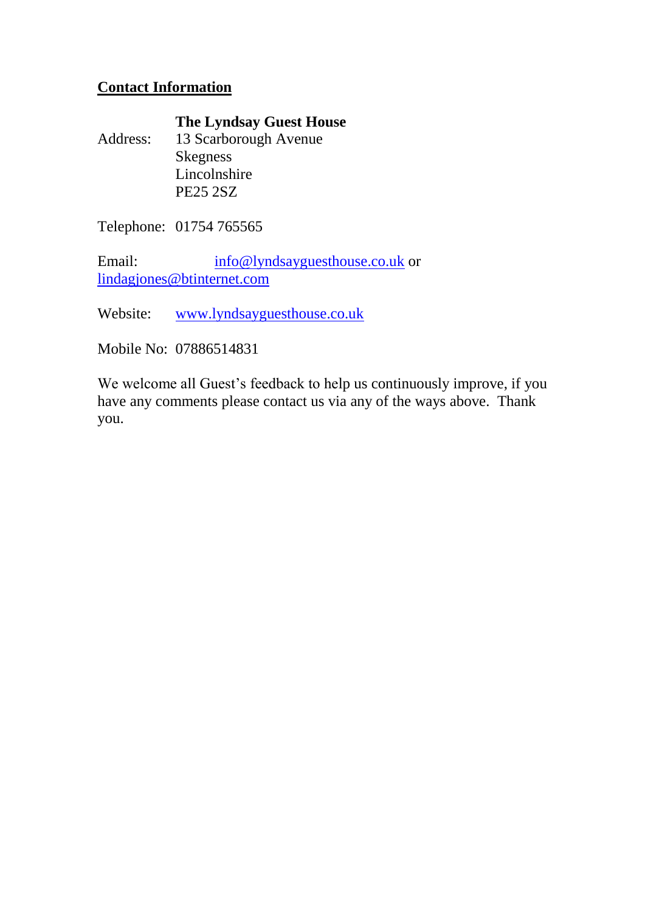## Contact Information

**The Lyndsay Guest House**

Address: 13 Scarborough Avenue
Skegness
Lincolnshire
PE25 2SZ

Telephone: 01754 765565

Email: info@lyndsayguesthouse.co.uk or lindagjones@btinternet.com

Website: www.lyndsayguesthouse.co.uk

Mobile No: 07886514831

We welcome all Guest's feedback to help us continuously improve, if you have any comments please contact us via any of the ways above. Thank you.